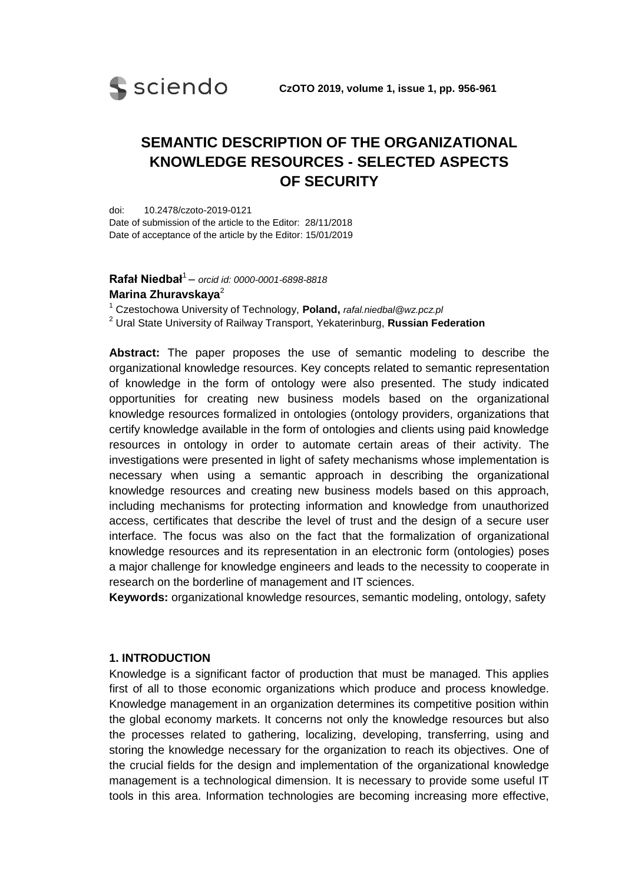# SEMANTIC DESCRIPTION OF THE ORGANIZATIONAL KNOWLEDGE RESOURCES - SELECTED ASPECTS OF SECURITY

doi: 10.2478/czoto-2019-0121
Date of submission of the article to the Editor: 28/11/2018
Date of acceptance of the article by the Editor: 15/01/2019

**Rafał Niedbał**[1] – *orcid id: 0000-0001-6898-8818*
**Marina Zhuravskaya**[2]

[1] Czestochowa University of Technology, **Poland,** *rafal.niedbal@wz.pcz.pl*
[2] Ural State University of Railway Transport, Yekaterinburg, **Russian Federation**

**Abstract:** The paper proposes the use of semantic modeling to describe the organizational knowledge resources. Key concepts related to semantic representation of knowledge in the form of ontology were also presented. The study indicated opportunities for creating new business models based on the organizational knowledge resources formalized in ontologies (ontology providers, organizations that certify knowledge available in the form of ontologies and clients using paid knowledge resources in ontology in order to automate certain areas of their activity. The investigations were presented in light of safety mechanisms whose implementation is necessary when using a semantic approach in describing the organizational knowledge resources and creating new business models based on this approach, including mechanisms for protecting information and knowledge from unauthorized access, certificates that describe the level of trust and the design of a secure user interface. The focus was also on the fact that the formalization of organizational knowledge resources and its representation in an electronic form (ontologies) poses a major challenge for knowledge engineers and leads to the necessity to cooperate in research on the borderline of management and IT sciences.

**Keywords:** organizational knowledge resources, semantic modeling, ontology, safety

## 1. INTRODUCTION

Knowledge is a significant factor of production that must be managed. This applies first of all to those economic organizations which produce and process knowledge. Knowledge management in an organization determines its competitive position within the global economy markets. It concerns not only the knowledge resources but also the processes related to gathering, localizing, developing, transferring, using and storing the knowledge necessary for the organization to reach its objectives. One of the crucial fields for the design and implementation of the organizational knowledge management is a technological dimension. It is necessary to provide some useful IT tools in this area. Information technologies are becoming increasing more effective,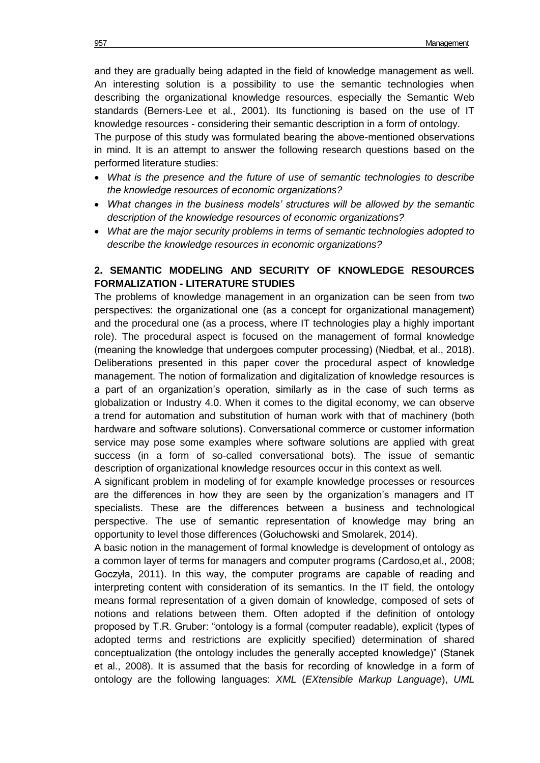and they are gradually being adapted in the field of knowledge management as well. An interesting solution is a possibility to use the semantic technologies when describing the organizational knowledge resources, especially the Semantic Web standards (Berners-Lee et al., 2001). Its functioning is based on the use of IT knowledge resources - considering their semantic description in a form of ontology.

The purpose of this study was formulated bearing the above-mentioned observations in mind. It is an attempt to answer the following research questions based on the performed literature studies:

- *What is the presence and the future of use of semantic technologies to describe the knowledge resources of economic organizations?*
- *What changes in the business models' structures will be allowed by the semantic description of the knowledge resources of economic organizations?*
- *What are the major security problems in terms of semantic technologies adopted to describe the knowledge resources in economic organizations?*

## 2. SEMANTIC MODELING AND SECURITY OF KNOWLEDGE RESOURCES FORMALIZATION - LITERATURE STUDIES

The problems of knowledge management in an organization can be seen from two perspectives: the organizational one (as a concept for organizational management) and the procedural one (as a process, where IT technologies play a highly important role). The procedural aspect is focused on the management of formal knowledge (meaning the knowledge that undergoes computer processing) (Niedbał, et al., 2018). Deliberations presented in this paper cover the procedural aspect of knowledge management. The notion of formalization and digitalization of knowledge resources is a part of an organization's operation, similarly as in the case of such terms as globalization or Industry 4.0. When it comes to the digital economy, we can observe a trend for automation and substitution of human work with that of machinery (both hardware and software solutions). Conversational commerce or customer information service may pose some examples where software solutions are applied with great success (in a form of so-called conversational bots). The issue of semantic description of organizational knowledge resources occur in this context as well.

A significant problem in modeling of for example knowledge processes or resources are the differences in how they are seen by the organization's managers and IT specialists. These are the differences between a business and technological perspective. The use of semantic representation of knowledge may bring an opportunity to level those differences (Gołuchowski and Smolarek, 2014).

A basic notion in the management of formal knowledge is development of ontology as a common layer of terms for managers and computer programs (Cardoso,et al., 2008; Goczyła, 2011). In this way, the computer programs are capable of reading and interpreting content with consideration of its semantics. In the IT field, the ontology means formal representation of a given domain of knowledge, composed of sets of notions and relations between them. Often adopted if the definition of ontology proposed by T.R. Gruber: "ontology is a formal (computer readable), explicit (types of adopted terms and restrictions are explicitly specified) determination of shared conceptualization (the ontology includes the generally accepted knowledge)" (Stanek et al., 2008). It is assumed that the basis for recording of knowledge in a form of ontology are the following languages: *XML* (*EXtensible Markup Language*), *UML*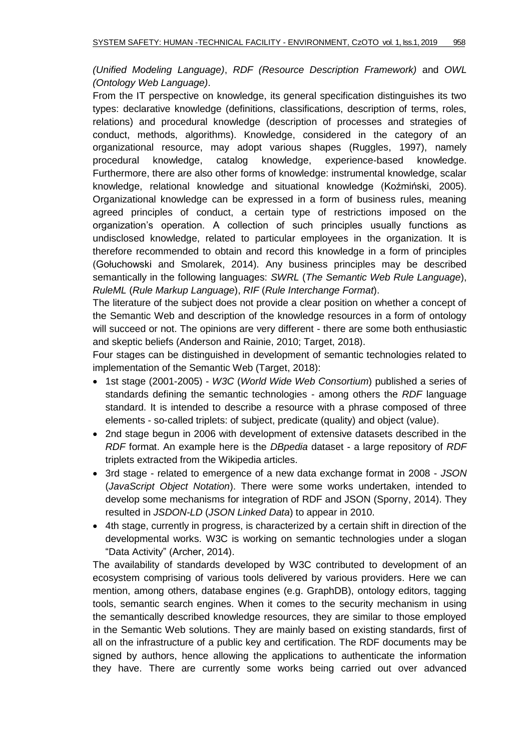*(Unified Modeling Language)*, *RDF (Resource Description Framework)* and *OWL (Ontology Web Language)*.

From the IT perspective on knowledge, its general specification distinguishes its two types: declarative knowledge (definitions, classifications, description of terms, roles, relations) and procedural knowledge (description of processes and strategies of conduct, methods, algorithms). Knowledge, considered in the category of an organizational resource, may adopt various shapes (Ruggles, 1997), namely procedural knowledge, catalog knowledge, experience-based knowledge. Furthermore, there are also other forms of knowledge: instrumental knowledge, scalar knowledge, relational knowledge and situational knowledge (Koźmiński, 2005). Organizational knowledge can be expressed in a form of business rules, meaning agreed principles of conduct, a certain type of restrictions imposed on the organization's operation. A collection of such principles usually functions as undisclosed knowledge, related to particular employees in the organization. It is therefore recommended to obtain and record this knowledge in a form of principles (Gołuchowski and Smolarek, 2014). Any business principles may be described semantically in the following languages: *SWRL* (*The Semantic Web Rule Language*), *RuleML* (*Rule Markup Language*), *RIF* (*Rule Interchange Format*).

The literature of the subject does not provide a clear position on whether a concept of the Semantic Web and description of the knowledge resources in a form of ontology will succeed or not. The opinions are very different - there are some both enthusiastic and skeptic beliefs (Anderson and Rainie, 2010; Target, 2018).

Four stages can be distinguished in development of semantic technologies related to implementation of the Semantic Web (Target, 2018):

- 1st stage (2001-2005) - *W3C* (*World Wide Web Consortium*) published a series of standards defining the semantic technologies - among others the *RDF* language standard. It is intended to describe a resource with a phrase composed of three elements - so-called triplets: of subject, predicate (quality) and object (value).
- 2nd stage begun in 2006 with development of extensive datasets described in the *RDF* format. An example here is the *DBpedia* dataset - a large repository of *RDF* triplets extracted from the Wikipedia articles.
- 3rd stage - related to emergence of a new data exchange format in 2008 - *JSON* (*JavaScript Object Notation*). There were some works undertaken, intended to develop some mechanisms for integration of RDF and JSON (Sporny, 2014). They resulted in *JSDON-LD* (*JSON Linked Data*) to appear in 2010.
- 4th stage, currently in progress, is characterized by a certain shift in direction of the developmental works. W3C is working on semantic technologies under a slogan "Data Activity" (Archer, 2014).

The availability of standards developed by W3C contributed to development of an ecosystem comprising of various tools delivered by various providers. Here we can mention, among others, database engines (e.g. GraphDB), ontology editors, tagging tools, semantic search engines. When it comes to the security mechanism in using the semantically described knowledge resources, they are similar to those employed in the Semantic Web solutions. They are mainly based on existing standards, first of all on the infrastructure of a public key and certification. The RDF documents may be signed by authors, hence allowing the applications to authenticate the information they have. There are currently some works being carried out over advanced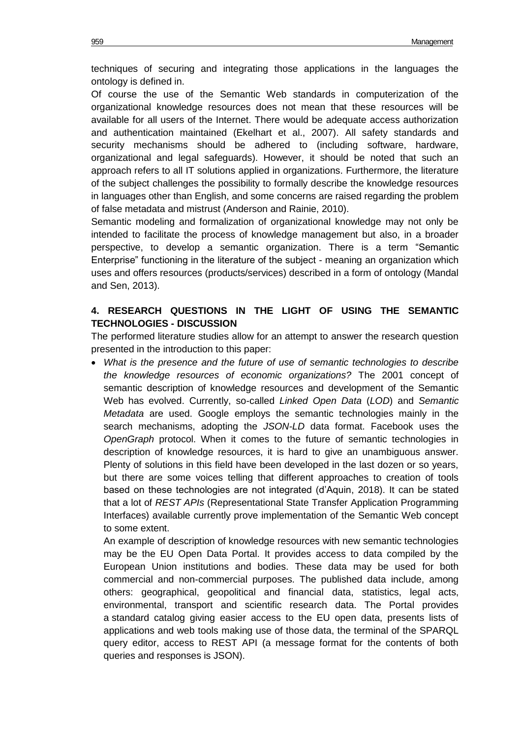techniques of securing and integrating those applications in the languages the ontology is defined in.

Of course the use of the Semantic Web standards in computerization of the organizational knowledge resources does not mean that these resources will be available for all users of the Internet. There would be adequate access authorization and authentication maintained (Ekelhart et al., 2007). All safety standards and security mechanisms should be adhered to (including software, hardware, organizational and legal safeguards). However, it should be noted that such an approach refers to all IT solutions applied in organizations. Furthermore, the literature of the subject challenges the possibility to formally describe the knowledge resources in languages other than English, and some concerns are raised regarding the problem of false metadata and mistrust (Anderson and Rainie, 2010).

Semantic modeling and formalization of organizational knowledge may not only be intended to facilitate the process of knowledge management but also, in a broader perspective, to develop a semantic organization. There is a term "Semantic Enterprise" functioning in the literature of the subject - meaning an organization which uses and offers resources (products/services) described in a form of ontology (Mandal and Sen, 2013).

## 4. RESEARCH QUESTIONS IN THE LIGHT OF USING THE SEMANTIC TECHNOLOGIES - DISCUSSION

The performed literature studies allow for an attempt to answer the research question presented in the introduction to this paper:

- *What is the presence and the future of use of semantic technologies to describe the knowledge resources of economic organizations?* The 2001 concept of semantic description of knowledge resources and development of the Semantic Web has evolved. Currently, so-called *Linked Open Data* (*LOD*) and *Semantic Metadata* are used. Google employs the semantic technologies mainly in the search mechanisms, adopting the *JSON-LD* data format. Facebook uses the *OpenGraph* protocol. When it comes to the future of semantic technologies in description of knowledge resources, it is hard to give an unambiguous answer. Plenty of solutions in this field have been developed in the last dozen or so years, but there are some voices telling that different approaches to creation of tools based on these technologies are not integrated (d'Aquin, 2018). It can be stated that a lot of *REST APIs* (Representational State Transfer Application Programming Interfaces) available currently prove implementation of the Semantic Web concept to some extent.

  An example of description of knowledge resources with new semantic technologies may be the EU Open Data Portal. It provides access to data compiled by the European Union institutions and bodies. These data may be used for both commercial and non-commercial purposes. The published data include, among others: geographical, geopolitical and financial data, statistics, legal acts, environmental, transport and scientific research data. The Portal provides a standard catalog giving easier access to the EU open data, presents lists of applications and web tools making use of those data, the terminal of the SPARQL query editor, access to REST API (a message format for the contents of both queries and responses is JSON).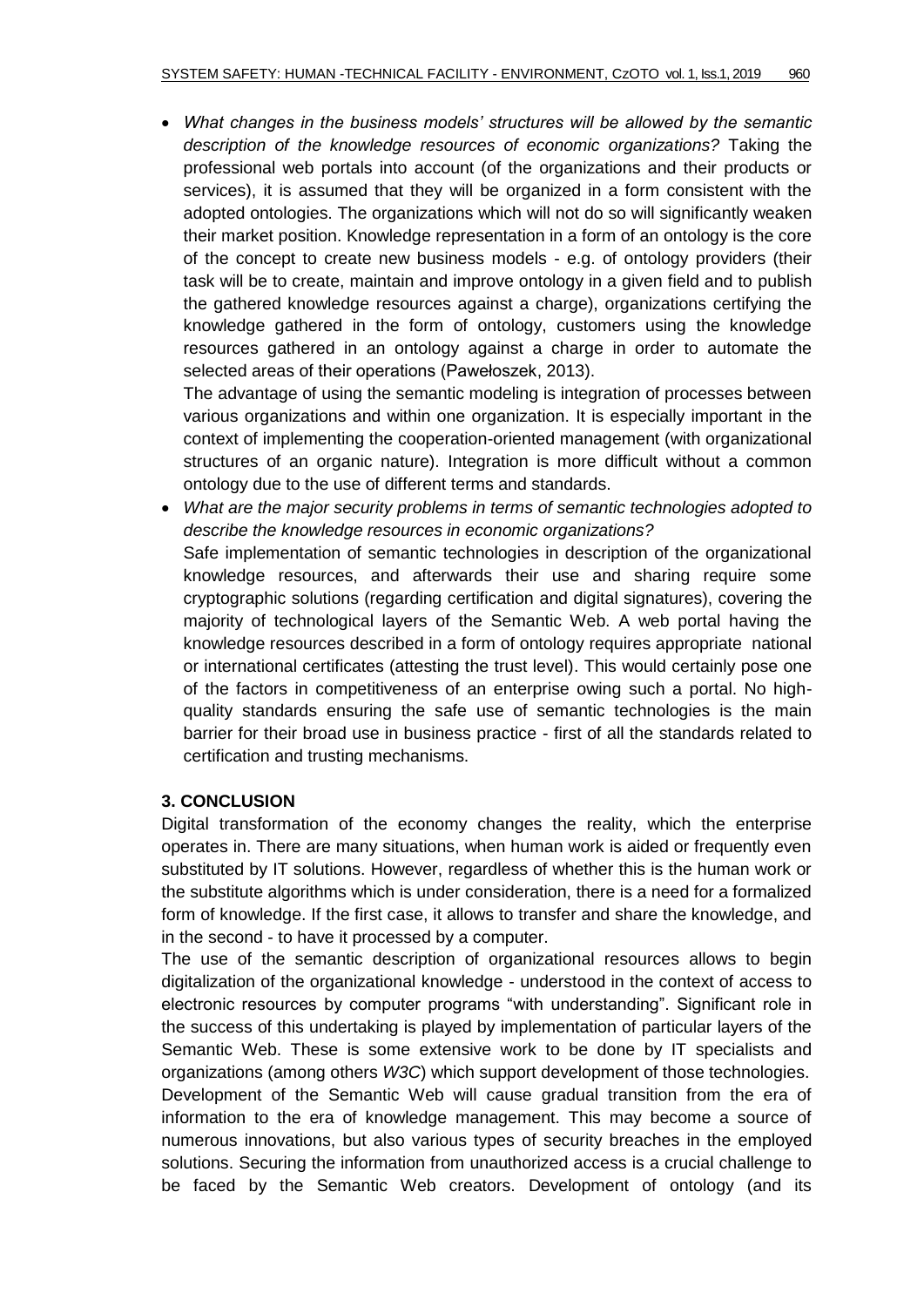- *What changes in the business models' structures will be allowed by the semantic description of the knowledge resources of economic organizations?* Taking the professional web portals into account (of the organizations and their products or services), it is assumed that they will be organized in a form consistent with the adopted ontologies. The organizations which will not do so will significantly weaken their market position. Knowledge representation in a form of an ontology is the core of the concept to create new business models - e.g. of ontology providers (their task will be to create, maintain and improve ontology in a given field and to publish the gathered knowledge resources against a charge), organizations certifying the knowledge gathered in the form of ontology, customers using the knowledge resources gathered in an ontology against a charge in order to automate the selected areas of their operations (Pawełoszek, 2013).

  The advantage of using the semantic modeling is integration of processes between various organizations and within one organization. It is especially important in the context of implementing the cooperation-oriented management (with organizational structures of an organic nature). Integration is more difficult without a common ontology due to the use of different terms and standards.

- *What are the major security problems in terms of semantic technologies adopted to describe the knowledge resources in economic organizations?*

  Safe implementation of semantic technologies in description of the organizational knowledge resources, and afterwards their use and sharing require some cryptographic solutions (regarding certification and digital signatures), covering the majority of technological layers of the Semantic Web. A web portal having the knowledge resources described in a form of ontology requires appropriate national or international certificates (attesting the trust level). This would certainly pose one of the factors in competitiveness of an enterprise owing such a portal. No high-quality standards ensuring the safe use of semantic technologies is the main barrier for their broad use in business practice - first of all the standards related to certification and trusting mechanisms.

## 3. CONCLUSION

Digital transformation of the economy changes the reality, which the enterprise operates in. There are many situations, when human work is aided or frequently even substituted by IT solutions. However, regardless of whether this is the human work or the substitute algorithms which is under consideration, there is a need for a formalized form of knowledge. If the first case, it allows to transfer and share the knowledge, and in the second - to have it processed by a computer.

The use of the semantic description of organizational resources allows to begin digitalization of the organizational knowledge - understood in the context of access to electronic resources by computer programs "with understanding". Significant role in the success of this undertaking is played by implementation of particular layers of the Semantic Web. These is some extensive work to be done by IT specialists and organizations (among others *W3C*) which support development of those technologies.

Development of the Semantic Web will cause gradual transition from the era of information to the era of knowledge management. This may become a source of numerous innovations, but also various types of security breaches in the employed solutions. Securing the information from unauthorized access is a crucial challenge to be faced by the Semantic Web creators. Development of ontology (and its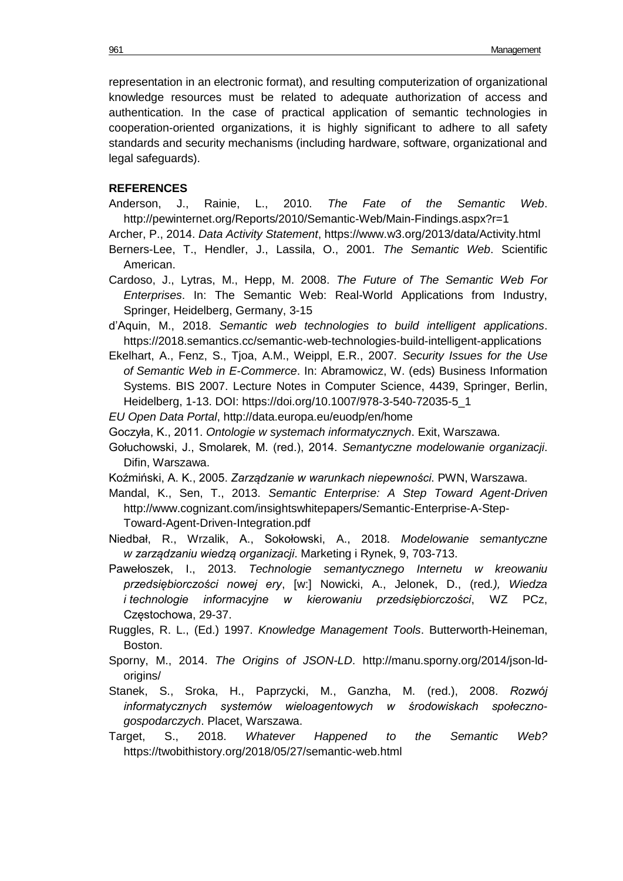representation in an electronic format), and resulting computerization of organizational knowledge resources must be related to adequate authorization of access and authentication. In the case of practical application of semantic technologies in cooperation-oriented organizations, it is highly significant to adhere to all safety standards and security mechanisms (including hardware, software, organizational and legal safeguards).

**REFERENCES**

Anderson, J., Rainie, L., 2010. *The Fate of the Semantic Web*. http://pewinternet.org/Reports/2010/Semantic-Web/Main-Findings.aspx?r=1

Archer, P., 2014. *Data Activity Statement*, https://www.w3.org/2013/data/Activity.html

Berners-Lee, T., Hendler, J., Lassila, O., 2001. *The Semantic Web*. Scientific American.

Cardoso, J., Lytras, M., Hepp, M. 2008. *The Future of The Semantic Web For Enterprises*. In: The Semantic Web: Real-World Applications from Industry, Springer, Heidelberg, Germany, 3-15

d'Aquin, M., 2018. *Semantic web technologies to build intelligent applications*. https://2018.semantics.cc/semantic-web-technologies-build-intelligent-applications

Ekelhart, A., Fenz, S., Tjoa, A.M., Weippl, E.R., 2007. *Security Issues for the Use of Semantic Web in E-Commerce*. In: Abramowicz, W. (eds) Business Information Systems. BIS 2007. Lecture Notes in Computer Science, 4439, Springer, Berlin, Heidelberg, 1-13. DOI: https://doi.org/10.1007/978-3-540-72035-5_1

*EU Open Data Portal*, http://data.europa.eu/euodp/en/home

Goczyła, K., 2011. *Ontologie w systemach informatycznych*. Exit, Warszawa.

Gołuchowski, J., Smolarek, M. (red.), 2014. *Semantyczne modelowanie organizacji*. Difin, Warszawa.

Koźmiński, A. K., 2005. *Zarządzanie w warunkach niepewności*. PWN, Warszawa.

Mandal, K., Sen, T., 2013. *Semantic Enterprise: A Step Toward Agent-Driven* http://www.cognizant.com/insightswhitepapers/Semantic-Enterprise-A-Step-Toward-Agent-Driven-Integration.pdf

Niedbał, R., Wrzalik, A., Sokołowski, A., 2018. *Modelowanie semantyczne w zarządzaniu wiedzą organizacji*. Marketing i Rynek, 9, 703-713.

Pawełoszek, I., 2013. *Technologie semantycznego Internetu w kreowaniu przedsiębiorczości nowej ery*, [w:] Nowicki, A., Jelonek, D., (red*.), Wiedza i technologie informacyjne w kierowaniu przedsiębiorczości*, WZ PCz, Częstochowa, 29-37.

Ruggles, R. L., (Ed.) 1997. *Knowledge Management Tools*. Butterworth-Heineman, Boston.

Sporny, M., 2014. *The Origins of JSON-LD*. http://manu.sporny.org/2014/json-ld-origins/

Stanek, S., Sroka, H., Paprzycki, M., Ganzha, M. (red.), 2008. *Rozwój informatycznych systemów wieloagentowych w środowiskach społeczno-gospodarczych*. Placet, Warszawa.

Target, S., 2018. *Whatever Happened to the Semantic Web?* https://twobithistory.org/2018/05/27/semantic-web.html